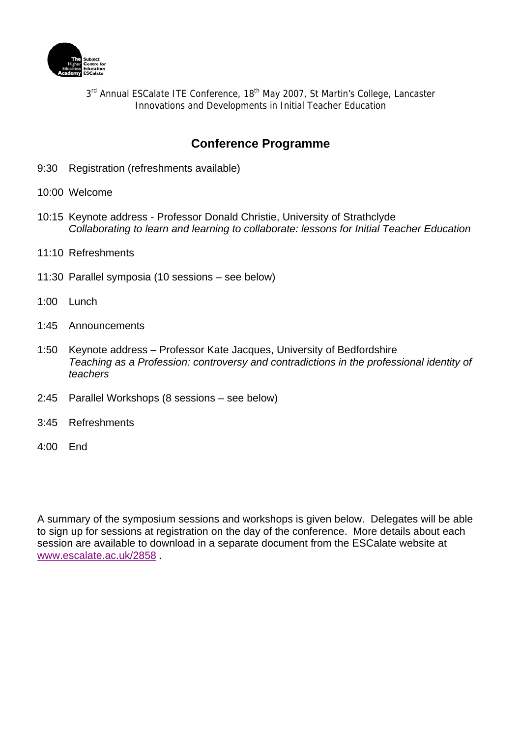3rd Annual ESCalate ITE Conference, 18th May 2007, St Martin's College, Lancaster
Innovations and Developments in Initial Teacher Education

## Conference Programme

9:30 Registration (refreshments available)

10:00 Welcome

10:15 Keynote address - Professor Donald Christie, University of Strathclyde
*Collaborating to learn and learning to collaborate: lessons for Initial Teacher Education*

11:10 Refreshments

11:30 Parallel symposia (10 sessions – see below)

1:00 Lunch

1:45 Announcements

1:50 Keynote address – Professor Kate Jacques, University of Bedfordshire
*Teaching as a Profession: controversy and contradictions in the professional identity of teachers*

2:45 Parallel Workshops (8 sessions – see below)

3:45 Refreshments

4:00 End

A summary of the symposium sessions and workshops is given below. Delegates will be able to sign up for sessions at registration on the day of the conference. More details about each session are available to download in a separate document from the ESCalate website at www.escalate.ac.uk/2858 .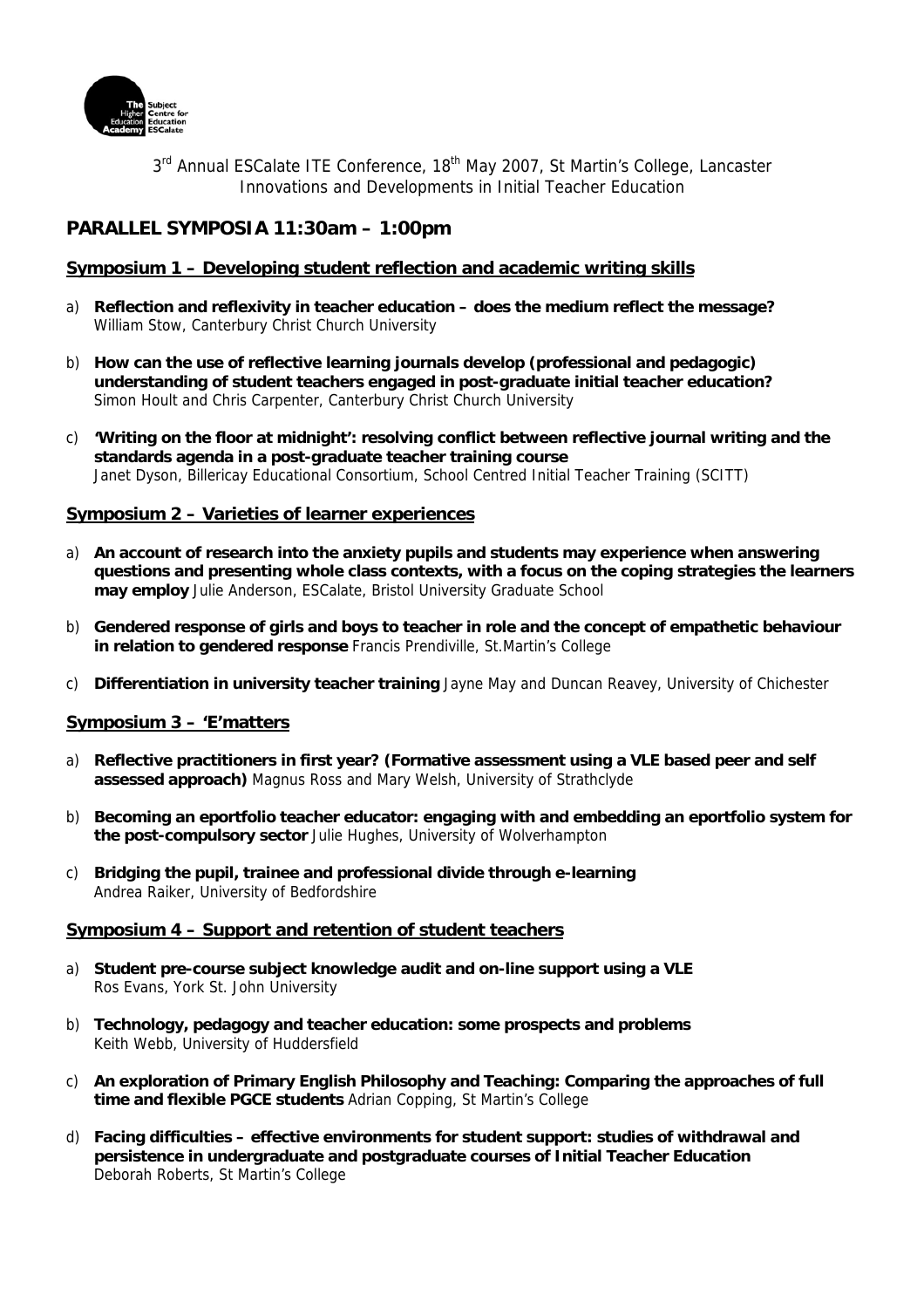3rd Annual ESCalate ITE Conference, 18th May 2007, St Martin's College, Lancaster
Innovations and Developments in Initial Teacher Education

## PARALLEL SYMPOSIA 11:30am – 1:00pm

### Symposium 1 – Developing student reflection and academic writing skills

a) **Reflection and reflexivity in teacher education – does the medium reflect the message?**
William Stow, Canterbury Christ Church University

b) **How can the use of reflective learning journals develop (professional and pedagogic) understanding of student teachers engaged in post-graduate initial teacher education?**
Simon Hoult and Chris Carpenter, Canterbury Christ Church University

c) **'Writing on the floor at midnight': resolving conflict between reflective journal writing and the standards agenda in a post-graduate teacher training course**
Janet Dyson, Billericay Educational Consortium, School Centred Initial Teacher Training (SCITT)

### Symposium 2 – Varieties of learner experiences

a) **An account of research into the anxiety pupils and students may experience when answering questions and presenting whole class contexts, with a focus on the coping strategies the learners may employ** Julie Anderson, ESCalate, Bristol University Graduate School

b) **Gendered response of girls and boys to teacher in role and the concept of empathetic behaviour in relation to gendered response** Francis Prendiville, St.Martin's College

c) **Differentiation in university teacher training** Jayne May and Duncan Reavey, University of Chichester

### Symposium 3 – 'E'matters

a) **Reflective practitioners in first year? (Formative assessment using a VLE based peer and self assessed approach)** Magnus Ross and Mary Welsh, University of Strathclyde

b) **Becoming an eportfolio teacher educator: engaging with and embedding an eportfolio system for the post-compulsory sector** Julie Hughes, University of Wolverhampton

c) **Bridging the pupil, trainee and professional divide through e-learning**
Andrea Raiker, University of Bedfordshire

### Symposium 4 – Support and retention of student teachers

a) **Student pre-course subject knowledge audit and on-line support using a VLE**
Ros Evans, York St. John University

b) **Technology, pedagogy and teacher education: some prospects and problems**
Keith Webb, University of Huddersfield

c) **An exploration of Primary English Philosophy and Teaching: Comparing the approaches of full time and flexible PGCE students** Adrian Copping, St Martin's College

d) **Facing difficulties – effective environments for student support: studies of withdrawal and persistence in undergraduate and postgraduate courses of Initial Teacher Education**
Deborah Roberts, St Martin's College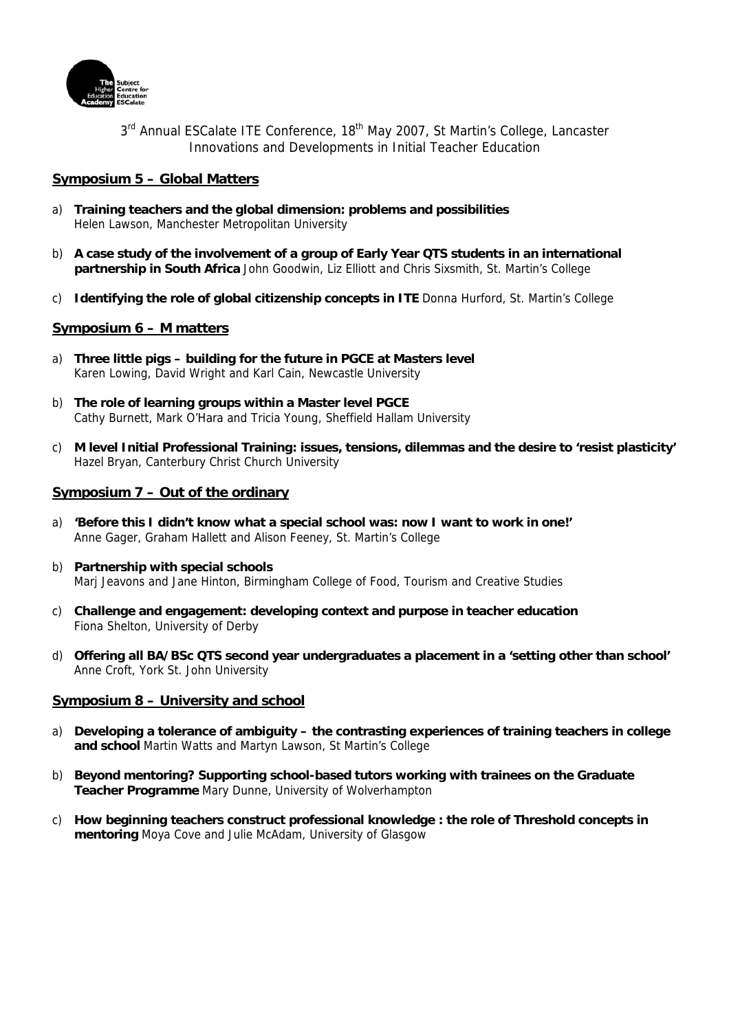3rd Annual ESCalate ITE Conference, 18th May 2007, St Martin's College, Lancaster
Innovations and Developments in Initial Teacher Education

## Symposium 5 – Global Matters

a) **Training teachers and the global dimension: problems and possibilities**
Helen Lawson, Manchester Metropolitan University

b) **A case study of the involvement of a group of Early Year QTS students in an international partnership in South Africa** John Goodwin, Liz Elliott and Chris Sixsmith, St. Martin's College

c) **Identifying the role of global citizenship concepts in ITE** Donna Hurford, St. Martin's College

## Symposium 6 – M matters

a) **Three little pigs – building for the future in PGCE at Masters level**
Karen Lowing, David Wright and Karl Cain, Newcastle University

b) **The role of learning groups within a Master level PGCE**
Cathy Burnett, Mark O'Hara and Tricia Young, Sheffield Hallam University

c) **M level Initial Professional Training: issues, tensions, dilemmas and the desire to 'resist plasticity'**
Hazel Bryan, Canterbury Christ Church University

## Symposium 7 – Out of the ordinary

a) **'Before this I didn't know what a special school was: now I want to work in one!'**
Anne Gager, Graham Hallett and Alison Feeney, St. Martin's College

b) **Partnership with special schools**
Marj Jeavons and Jane Hinton, Birmingham College of Food, Tourism and Creative Studies

c) **Challenge and engagement: developing context and purpose in teacher education**
Fiona Shelton, University of Derby

d) **Offering all BA/BSc QTS second year undergraduates a placement in a 'setting other than school'**
Anne Croft, York St. John University

## Symposium 8 – University and school

a) **Developing a tolerance of ambiguity – the contrasting experiences of training teachers in college and school** Martin Watts and Martyn Lawson, St Martin's College

b) **Beyond mentoring? Supporting school-based tutors working with trainees on the Graduate Teacher Programme** Mary Dunne, University of Wolverhampton

c) **How beginning teachers construct professional knowledge : the role of Threshold concepts in mentoring** Moya Cove and Julie McAdam, University of Glasgow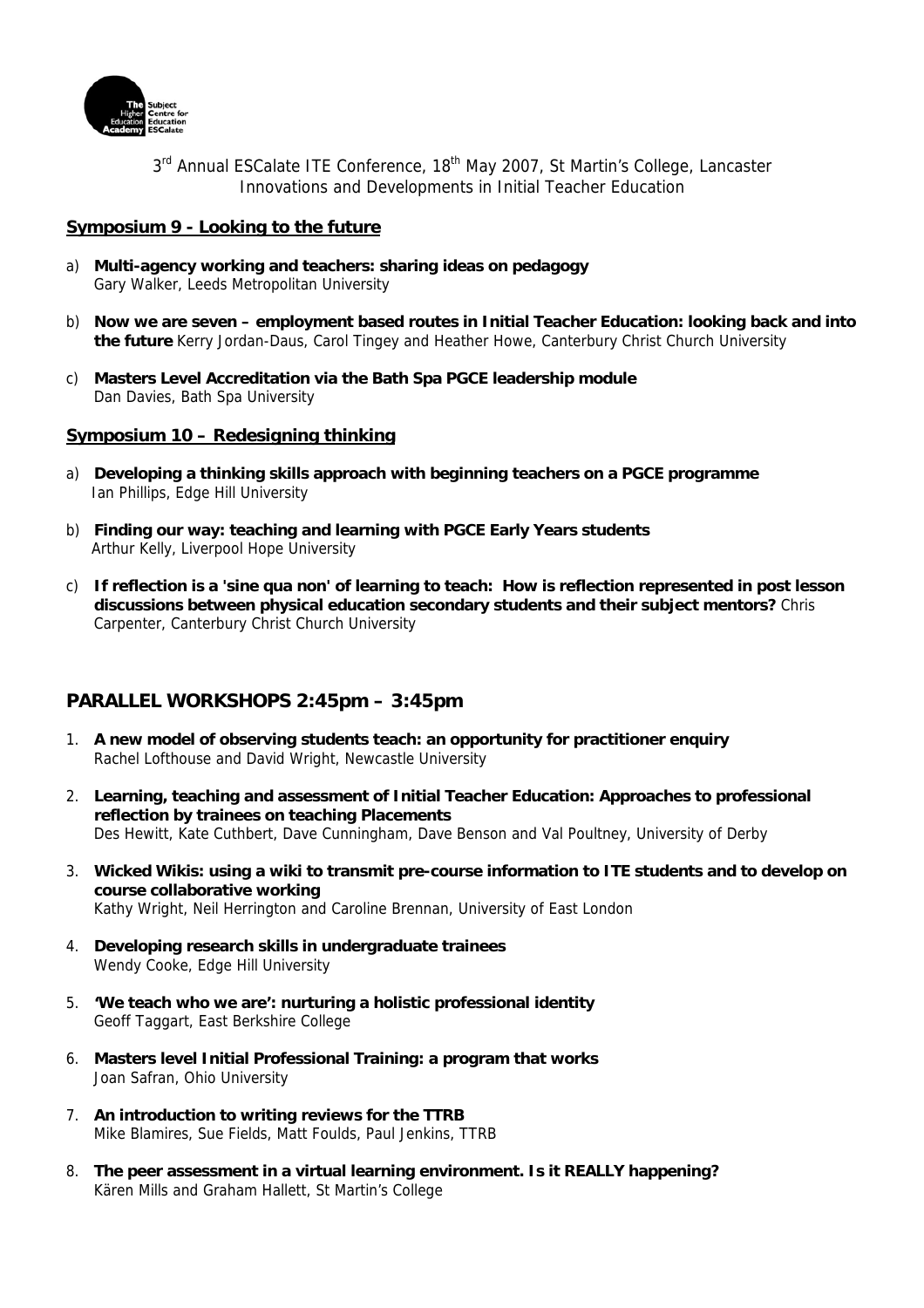3rd Annual ESCalate ITE Conference, 18th May 2007, St Martin's College, Lancaster
Innovations and Developments in Initial Teacher Education

## Symposium 9 - Looking to the future

a) **Multi-agency working and teachers: sharing ideas on pedagogy**
Gary Walker, Leeds Metropolitan University

b) **Now we are seven – employment based routes in Initial Teacher Education: looking back and into the future** Kerry Jordan-Daus, Carol Tingey and Heather Howe, Canterbury Christ Church University

c) **Masters Level Accreditation via the Bath Spa PGCE leadership module**
Dan Davies, Bath Spa University

## Symposium 10 – Redesigning thinking

a) **Developing a thinking skills approach with beginning teachers on a PGCE programme**
Ian Phillips, Edge Hill University

b) **Finding our way: teaching and learning with PGCE Early Years students**
Arthur Kelly, Liverpool Hope University

c) **If reflection is a 'sine qua non' of learning to teach: How is reflection represented in post lesson discussions between physical education secondary students and their subject mentors?** Chris Carpenter, Canterbury Christ Church University

## PARALLEL WORKSHOPS 2:45pm – 3:45pm

1. **A new model of observing students teach: an opportunity for practitioner enquiry**
Rachel Lofthouse and David Wright, Newcastle University

2. **Learning, teaching and assessment of Initial Teacher Education: Approaches to professional reflection by trainees on teaching Placements**
Des Hewitt, Kate Cuthbert, Dave Cunningham, Dave Benson and Val Poultney, University of Derby

3. **Wicked Wikis: using a wiki to transmit pre-course information to ITE students and to develop on course collaborative working**
Kathy Wright, Neil Herrington and Caroline Brennan, University of East London

4. **Developing research skills in undergraduate trainees**
Wendy Cooke, Edge Hill University

5. **'We teach who we are': nurturing a holistic professional identity**
Geoff Taggart, East Berkshire College

6. **Masters level Initial Professional Training: a program that works**
Joan Safran, Ohio University

7. **An introduction to writing reviews for the TTRB**
Mike Blamires, Sue Fields, Matt Foulds, Paul Jenkins, TTRB

8. **The peer assessment in a virtual learning environment. Is it REALLY happening?**
Kären Mills and Graham Hallett, St Martin's College